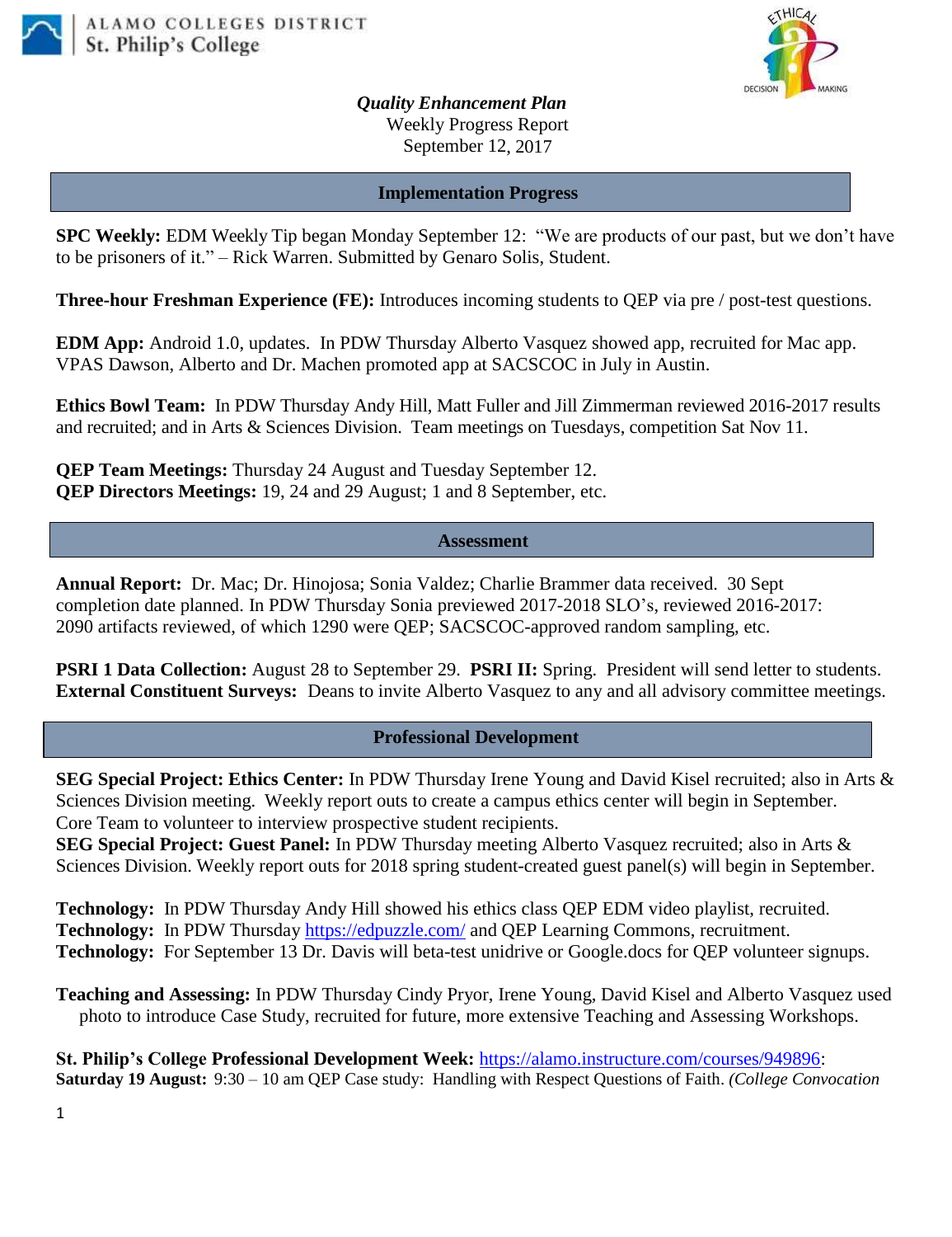ALAMO COLLEGES DISTRICT
St. Philip's College

***Quality Enhancement Plan***
Weekly Progress Report
September 12, 2017

## Implementation Progress

**SPC Weekly:** EDM Weekly Tip began Monday September 12: "We are products of our past, but we don't have to be prisoners of it." – Rick Warren. Submitted by Genaro Solis, Student.

**Three-hour Freshman Experience (FE):** Introduces incoming students to QEP via pre / post-test questions.

**EDM App:** Android 1.0, updates. In PDW Thursday Alberto Vasquez showed app, recruited for Mac app. VPAS Dawson, Alberto and Dr. Machen promoted app at SACSCOC in July in Austin.

**Ethics Bowl Team:** In PDW Thursday Andy Hill, Matt Fuller and Jill Zimmerman reviewed 2016-2017 results and recruited; and in Arts & Sciences Division. Team meetings on Tuesdays, competition Sat Nov 11.

**QEP Team Meetings:** Thursday 24 August and Tuesday September 12.
**QEP Directors Meetings:** 19, 24 and 29 August; 1 and 8 September, etc.

## Assessment

**Annual Report:** Dr. Mac; Dr. Hinojosa; Sonia Valdez; Charlie Brammer data received. 30 Sept completion date planned. In PDW Thursday Sonia previewed 2017-2018 SLO's, reviewed 2016-2017: 2090 artifacts reviewed, of which 1290 were QEP; SACSCOC-approved random sampling, etc.

**PSRI 1 Data Collection:** August 28 to September 29. **PSRI II:** Spring. President will send letter to students.
**External Constituent Surveys:** Deans to invite Alberto Vasquez to any and all advisory committee meetings.

## Professional Development

**SEG Special Project: Ethics Center:** In PDW Thursday Irene Young and David Kisel recruited; also in Arts & Sciences Division meeting. Weekly report outs to create a campus ethics center will begin in September. Core Team to volunteer to interview prospective student recipients.
**SEG Special Project: Guest Panel:** In PDW Thursday meeting Alberto Vasquez recruited; also in Arts & Sciences Division. Weekly report outs for 2018 spring student-created guest panel(s) will begin in September.

**Technology:** In PDW Thursday Andy Hill showed his ethics class QEP EDM video playlist, recruited.
**Technology:** In PDW Thursday https://edpuzzle.com/ and QEP Learning Commons, recruitment.
**Technology:** For September 13 Dr. Davis will beta-test unidrive or Google.docs for QEP volunteer signups.

**Teaching and Assessing:** In PDW Thursday Cindy Pryor, Irene Young, David Kisel and Alberto Vasquez used photo to introduce Case Study, recruited for future, more extensive Teaching and Assessing Workshops.

**St. Philip's College Professional Development Week:** https://alamo.instructure.com/courses/949896:
**Saturday 19 August:** 9:30 – 10 am QEP Case study: Handling with Respect Questions of Faith. *(College Convocation*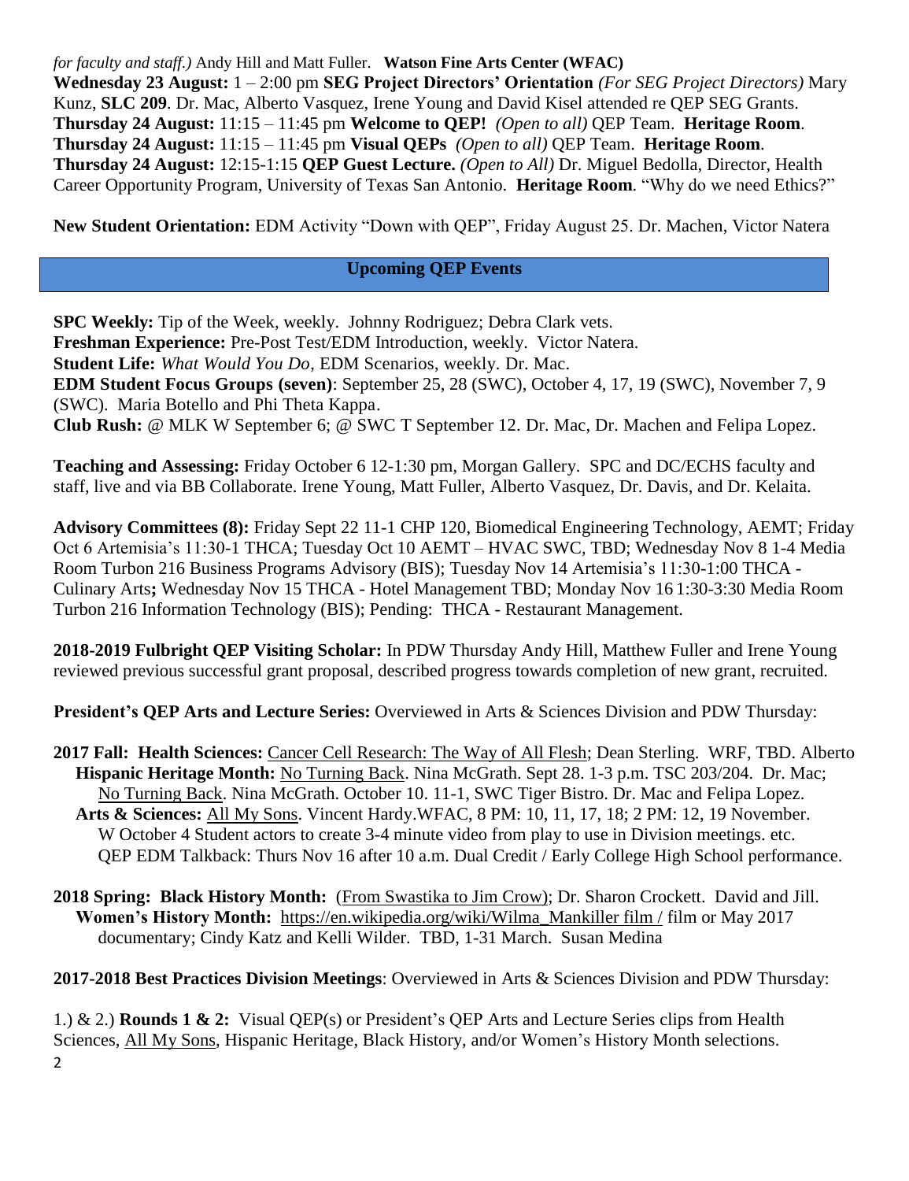*for faculty and staff.)* Andy Hill and Matt Fuller. **Watson Fine Arts Center (WFAC)**
**Wednesday 23 August:** 1 – 2:00 pm **SEG Project Directors' Orientation** *(For SEG Project Directors)* Mary Kunz, **SLC 209**. Dr. Mac, Alberto Vasquez, Irene Young and David Kisel attended re QEP SEG Grants.
**Thursday 24 August:** 11:15 – 11:45 pm **Welcome to QEP!** *(Open to all)* QEP Team. **Heritage Room**.
**Thursday 24 August:** 11:15 – 11:45 pm **Visual QEPs** *(Open to all)* QEP Team. **Heritage Room**.
**Thursday 24 August:** 12:15-1:15 **QEP Guest Lecture.** *(Open to All)* Dr. Miguel Bedolla, Director, Health Career Opportunity Program, University of Texas San Antonio. **Heritage Room**. "Why do we need Ethics?"

**New Student Orientation:** EDM Activity "Down with QEP", Friday August 25. Dr. Machen, Victor Natera

## Upcoming QEP Events

**SPC Weekly:** Tip of the Week, weekly. Johnny Rodriguez; Debra Clark vets.
**Freshman Experience:** Pre-Post Test/EDM Introduction, weekly. Victor Natera.
**Student Life:** *What Would You Do*, EDM Scenarios, weekly. Dr. Mac.
**EDM Student Focus Groups (seven)**: September 25, 28 (SWC), October 4, 17, 19 (SWC), November 7, 9 (SWC). Maria Botello and Phi Theta Kappa.
**Club Rush:** @ MLK W September 6; @ SWC T September 12. Dr. Mac, Dr. Machen and Felipa Lopez.

**Teaching and Assessing:** Friday October 6 12-1:30 pm, Morgan Gallery. SPC and DC/ECHS faculty and staff, live and via BB Collaborate. Irene Young, Matt Fuller, Alberto Vasquez, Dr. Davis, and Dr. Kelaita.

**Advisory Committees (8):** Friday Sept 22 11-1 CHP 120, Biomedical Engineering Technology, AEMT; Friday Oct 6 Artemisia's 11:30-1 THCA; Tuesday Oct 10 AEMT – HVAC SWC, TBD; Wednesday Nov 8 1-4 Media Room Turbon 216 Business Programs Advisory (BIS); Tuesday Nov 14 Artemisia's 11:30-1:00 THCA - Culinary Arts**;** Wednesday Nov 15 THCA - Hotel Management TBD; Monday Nov 16 1:30-3:30 Media Room Turbon 216 Information Technology (BIS); Pending: THCA - Restaurant Management.

**2018-2019 Fulbright QEP Visiting Scholar:** In PDW Thursday Andy Hill, Matthew Fuller and Irene Young reviewed previous successful grant proposal, described progress towards completion of new grant, recruited.

**President's QEP Arts and Lecture Series:** Overviewed in Arts & Sciences Division and PDW Thursday:

**2017 Fall: Health Sciences:** <u>Cancer Cell Research: The Way of All Flesh</u>; Dean Sterling. WRF, TBD. Alberto
**Hispanic Heritage Month:** <u>No Turning Back</u>. Nina McGrath. Sept 28. 1-3 p.m. TSC 203/204. Dr. Mac; <u>No Turning Back</u>. Nina McGrath. October 10. 11-1, SWC Tiger Bistro. Dr. Mac and Felipa Lopez.
**Arts & Sciences:** <u>All My Sons</u>. Vincent Hardy.WFAC, 8 PM: 10, 11, 17, 18; 2 PM: 12, 19 November.
W October 4 Student actors to create 3-4 minute video from play to use in Division meetings. etc.
QEP EDM Talkback: Thurs Nov 16 after 10 a.m. Dual Credit / Early College High School performance.

**2018 Spring: Black History Month:** (<u>From Swastika to Jim Crow</u>); Dr. Sharon Crockett. David and Jill.
**Women's History Month:** https://en.wikipedia.org/wiki/Wilma_Mankiller film / film or May 2017 documentary; Cindy Katz and Kelli Wilder. TBD, 1-31 March. Susan Medina

**2017-2018 Best Practices Division Meetings**: Overviewed in Arts & Sciences Division and PDW Thursday:

1.) & 2.) **Rounds 1 & 2:** Visual QEP(s) or President's QEP Arts and Lecture Series clips from Health Sciences, <u>All My Sons</u>, Hispanic Heritage, Black History, and/or Women's History Month selections.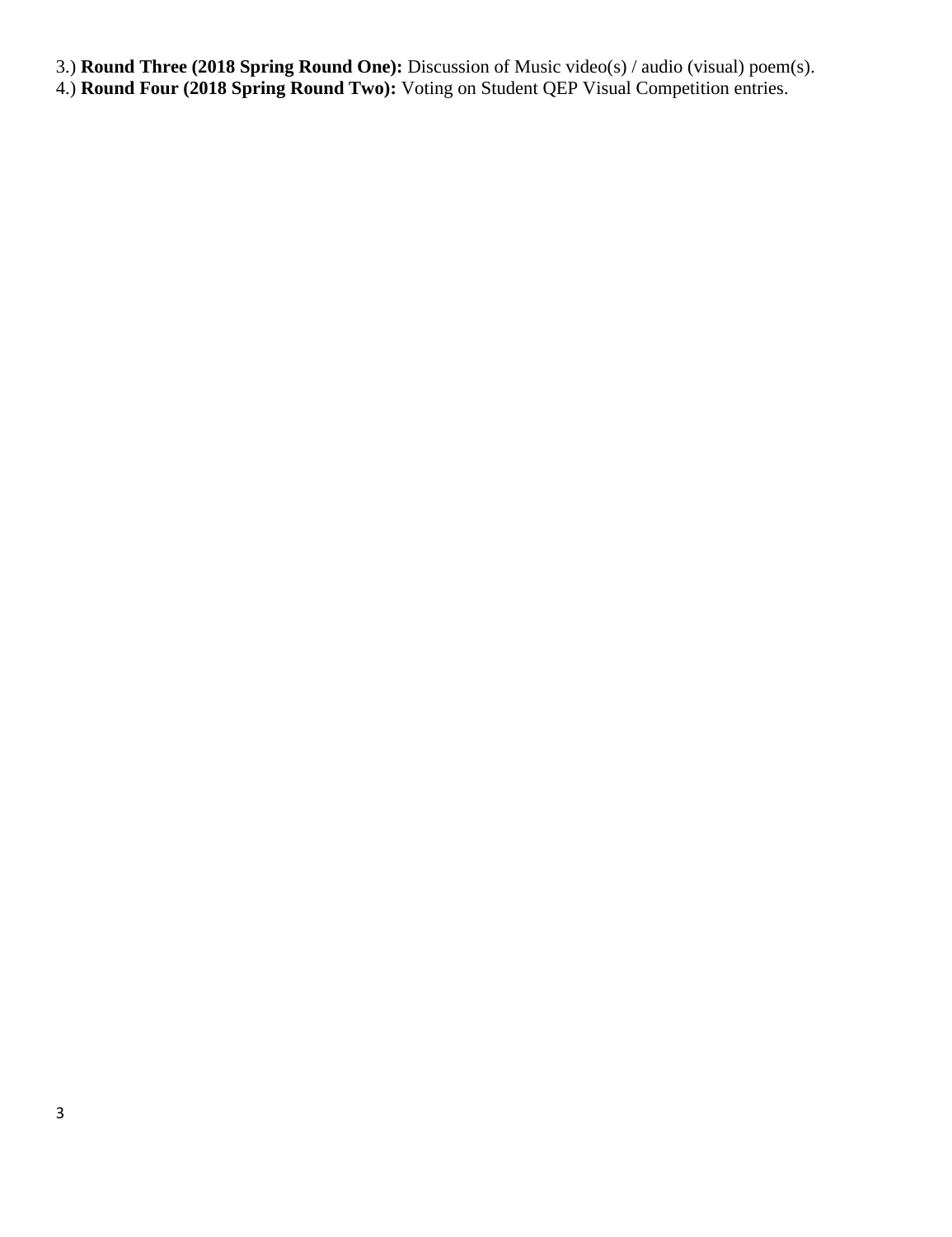3.) **Round Three (2018 Spring Round One):** Discussion of Music video(s) / audio (visual) poem(s).

4.) **Round Four (2018 Spring Round Two):** Voting on Student QEP Visual Competition entries.